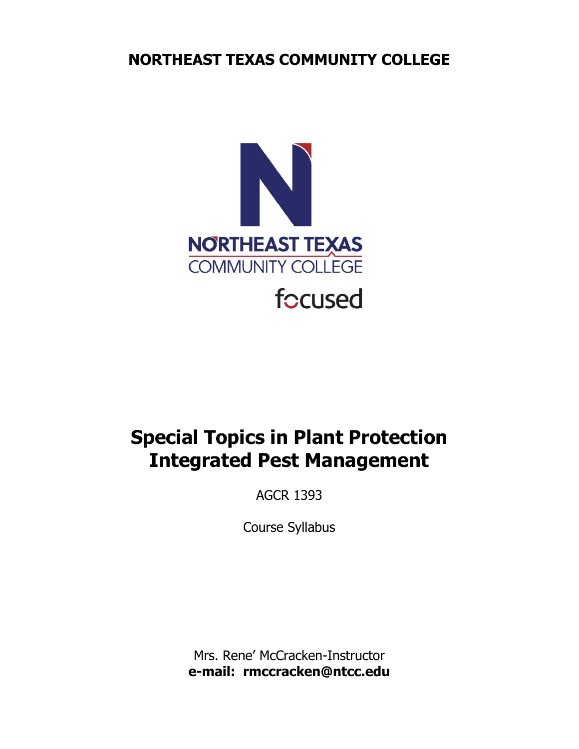**NORTHEAST TEXAS COMMUNITY COLLEGE**

NORTHEAST TEXAS
COMMUNITY COLLEGE
focused

# Special Topics in Plant Protection
# Integrated Pest Management

AGCR 1393

Course Syllabus

Mrs. Rene' McCracken-Instructor
**e-mail: rmccracken@ntcc.edu**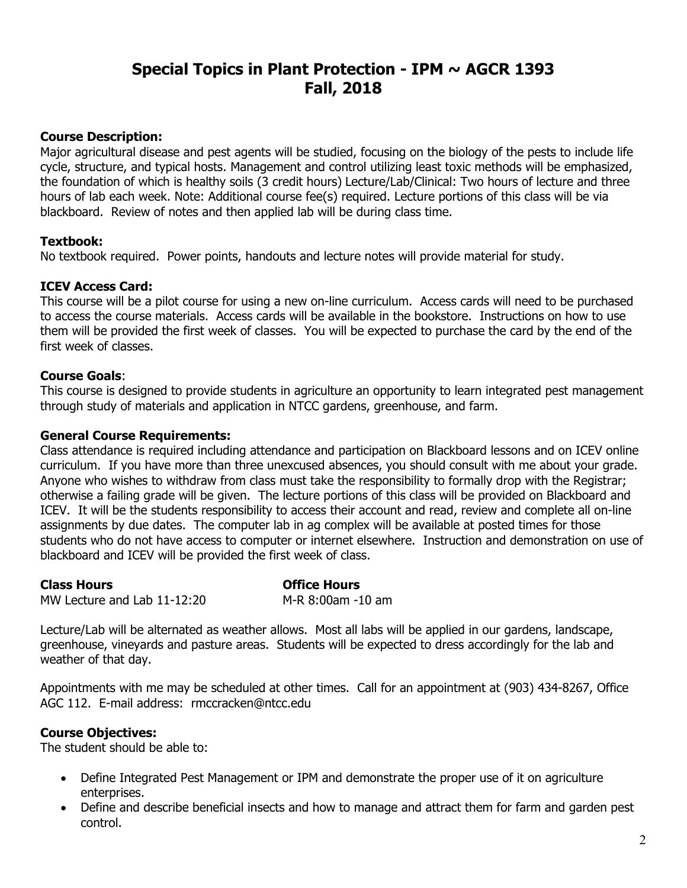# Special Topics in Plant Protection - IPM ~ AGCR 1393
# Fall, 2018

**Course Description:**
Major agricultural disease and pest agents will be studied, focusing on the biology of the pests to include life cycle, structure, and typical hosts. Management and control utilizing least toxic methods will be emphasized, the foundation of which is healthy soils (3 credit hours) Lecture/Lab/Clinical: Two hours of lecture and three hours of lab each week. Note: Additional course fee(s) required. Lecture portions of this class will be via blackboard. Review of notes and then applied lab will be during class time.

**Textbook:**
No textbook required. Power points, handouts and lecture notes will provide material for study.

**ICEV Access Card:**
This course will be a pilot course for using a new on-line curriculum. Access cards will need to be purchased to access the course materials. Access cards will be available in the bookstore. Instructions on how to use them will be provided the first week of classes. You will be expected to purchase the card by the end of the first week of classes.

**Course Goals**:
This course is designed to provide students in agriculture an opportunity to learn integrated pest management through study of materials and application in NTCC gardens, greenhouse, and farm.

**General Course Requirements:**
Class attendance is required including attendance and participation on Blackboard lessons and on ICEV online curriculum. If you have more than three unexcused absences, you should consult with me about your grade. Anyone who wishes to withdraw from class must take the responsibility to formally drop with the Registrar; otherwise a failing grade will be given. The lecture portions of this class will be provided on Blackboard and ICEV. It will be the students responsibility to access their account and read, review and complete all on-line assignments by due dates. The computer lab in ag complex will be available at posted times for those students who do not have access to computer or internet elsewhere. Instruction and demonstration on use of blackboard and ICEV will be provided the first week of class.

| **Class Hours** | **Office Hours** |
|---|---|
| MW Lecture and Lab 11-12:20 | M-R 8:00am -10 am |

Lecture/Lab will be alternated as weather allows. Most all labs will be applied in our gardens, landscape, greenhouse, vineyards and pasture areas. Students will be expected to dress accordingly for the lab and weather of that day.

Appointments with me may be scheduled at other times. Call for an appointment at (903) 434-8267, Office AGC 112. E-mail address: rmccracken@ntcc.edu

**Course Objectives:**
The student should be able to:

- Define Integrated Pest Management or IPM and demonstrate the proper use of it on agriculture enterprises.
- Define and describe beneficial insects and how to manage and attract them for farm and garden pest control.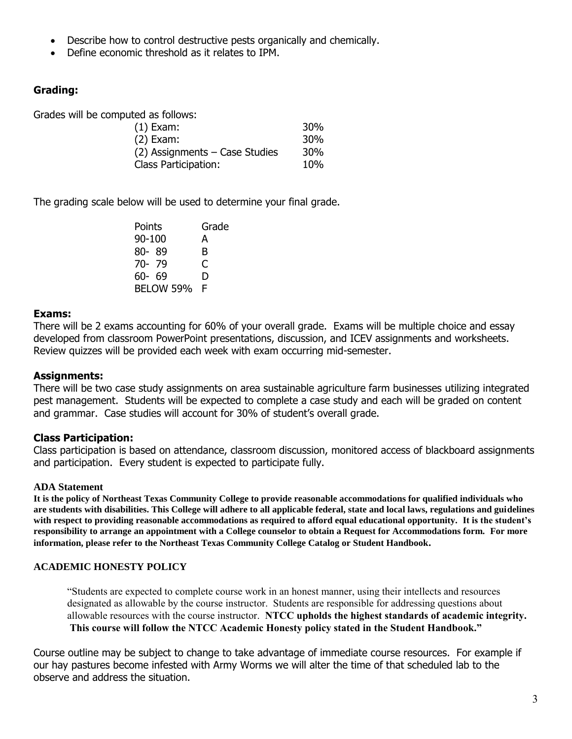- Describe how to control destructive pests organically and chemically.
- Define economic threshold as it relates to IPM.

### Grading:

Grades will be computed as follows:

| | |
|---|---|
| (1) Exam: | 30% |
| (2) Exam: | 30% |
| (2) Assignments – Case Studies | 30% |
| Class Participation: | 10% |

The grading scale below will be used to determine your final grade.

| Points | Grade |
|---|---|
| 90-100 | A |
| 80- 89 | B |
| 70- 79 | C |
| 60- 69 | D |
| BELOW 59% | F |

### Exams:

There will be 2 exams accounting for 60% of your overall grade. Exams will be multiple choice and essay developed from classroom PowerPoint presentations, discussion, and ICEV assignments and worksheets. Review quizzes will be provided each week with exam occurring mid-semester.

### Assignments:

There will be two case study assignments on area sustainable agriculture farm businesses utilizing integrated pest management. Students will be expected to complete a case study and each will be graded on content and grammar. Case studies will account for 30% of student's overall grade.

### Class Participation:

Class participation is based on attendance, classroom discussion, monitored access of blackboard assignments and participation. Every student is expected to participate fully.

#### ADA Statement

**It is the policy of Northeast Texas Community College to provide reasonable accommodations for qualified individuals who are students with disabilities. This College will adhere to all applicable federal, state and local laws, regulations and guidelines with respect to providing reasonable accommodations as required to afford equal educational opportunity. It is the student's responsibility to arrange an appointment with a College counselor to obtain a Request for Accommodations form. For more information, please refer to the Northeast Texas Community College Catalog or Student Handbook.**

#### ACADEMIC HONESTY POLICY

"Students are expected to complete course work in an honest manner, using their intellects and resources designated as allowable by the course instructor. Students are responsible for addressing questions about allowable resources with the course instructor. **NTCC upholds the highest standards of academic integrity. This course will follow the NTCC Academic Honesty policy stated in the Student Handbook."**

Course outline may be subject to change to take advantage of immediate course resources. For example if our hay pastures become infested with Army Worms we will alter the time of that scheduled lab to the observe and address the situation.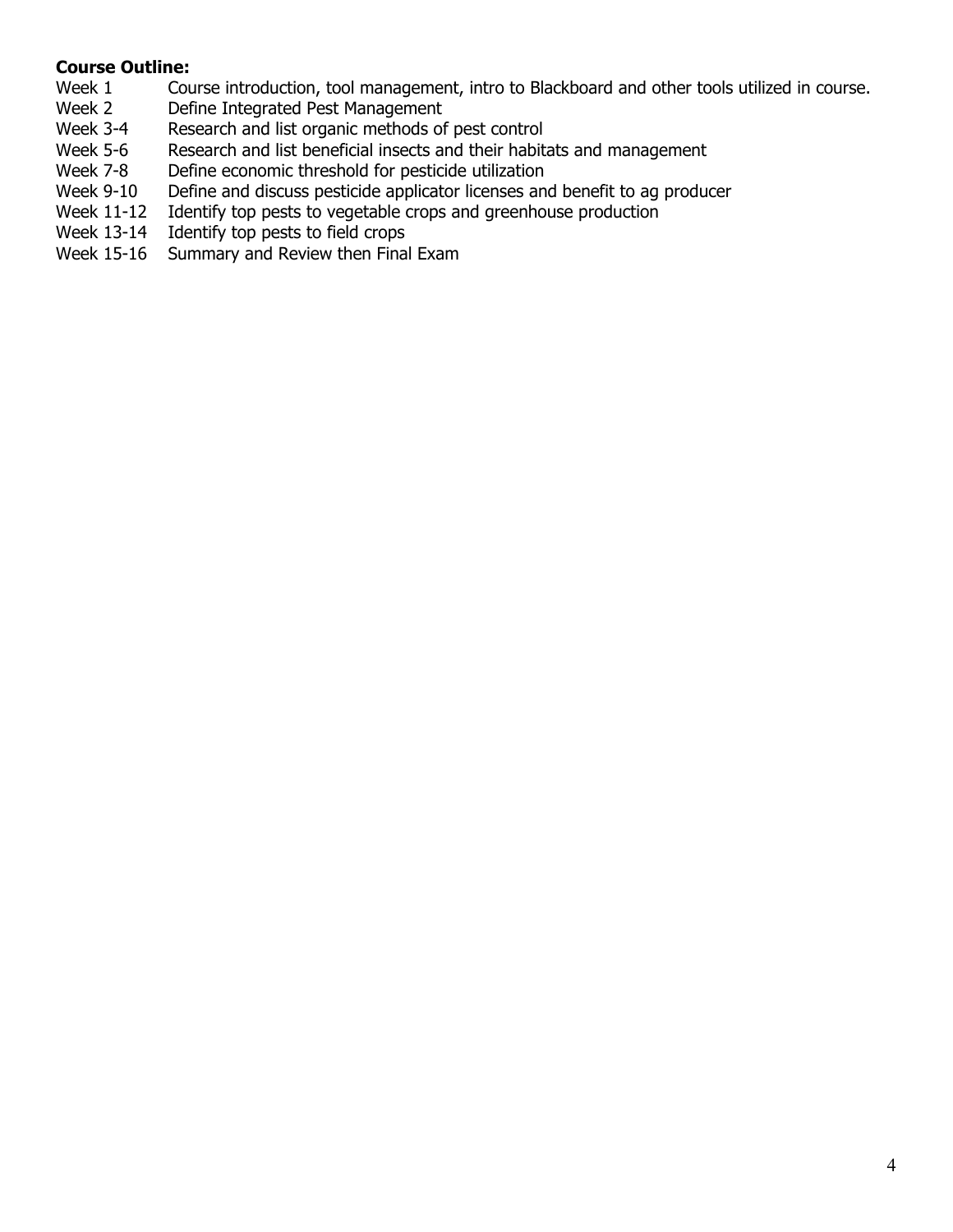**Course Outline:**

| | |
|---|---|
| Week 1 | Course introduction, tool management, intro to Blackboard and other tools utilized in course. |
| Week 2 | Define Integrated Pest Management |
| Week 3-4 | Research and list organic methods of pest control |
| Week 5-6 | Research and list beneficial insects and their habitats and management |
| Week 7-8 | Define economic threshold for pesticide utilization |
| Week 9-10 | Define and discuss pesticide applicator licenses and benefit to ag producer |
| Week 11-12 | Identify top pests to vegetable crops and greenhouse production |
| Week 13-14 | Identify top pests to field crops |
| Week 15-16 | Summary and Review then Final Exam |